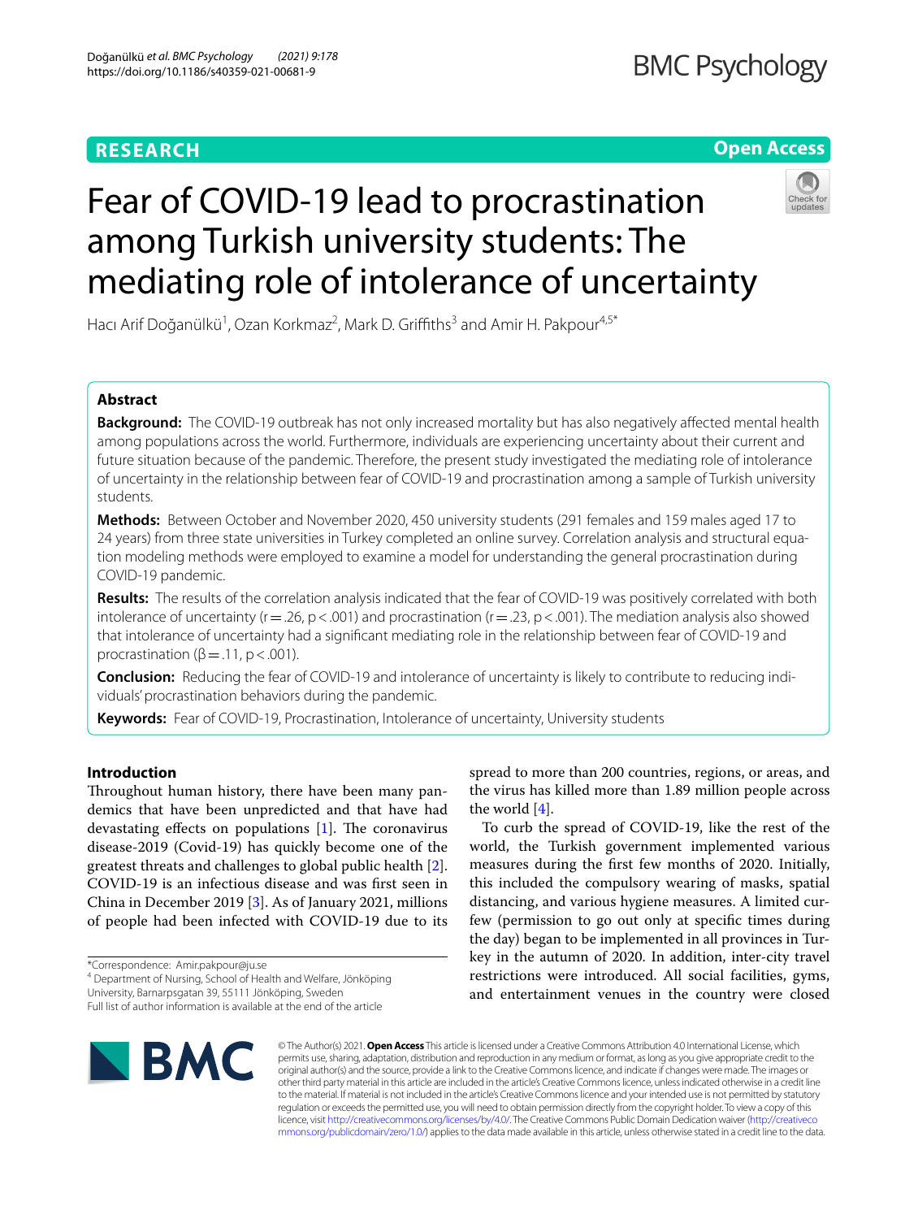RESEARCH

Open Access

# Fear of COVID-19 lead to procrastination among Turkish university students: The mediating role of intolerance of uncertainty

Hacı Arif Doğanülkü[1], Ozan Korkmaz[2], Mark D. Griffiths[3] and Amir H. Pakpour[4,5*]

## Abstract

**Background:** The COVID-19 outbreak has not only increased mortality but has also negatively affected mental health among populations across the world. Furthermore, individuals are experiencing uncertainty about their current and future situation because of the pandemic. Therefore, the present study investigated the mediating role of intolerance of uncertainty in the relationship between fear of COVID-19 and procrastination among a sample of Turkish university students.

**Methods:** Between October and November 2020, 450 university students (291 females and 159 males aged 17 to 24 years) from three state universities in Turkey completed an online survey. Correlation analysis and structural equation modeling methods were employed to examine a model for understanding the general procrastination during COVID-19 pandemic.

**Results:** The results of the correlation analysis indicated that the fear of COVID-19 was positively correlated with both intolerance of uncertainty ($r = .26$, $p < .001$) and procrastination ($r = .23$, $p < .001$). The mediation analysis also showed that intolerance of uncertainty had a significant mediating role in the relationship between fear of COVID-19 and procrastination ($\beta = .11$, $p < .001$).

**Conclusion:** Reducing the fear of COVID-19 and intolerance of uncertainty is likely to contribute to reducing individuals' procrastination behaviors during the pandemic.

**Keywords:** Fear of COVID-19, Procrastination, Intolerance of uncertainty, University students

## Introduction

Throughout human history, there have been many pandemics that have been unpredicted and that have had devastating effects on populations [1]. The coronavirus disease-2019 (Covid-19) has quickly become one of the greatest threats and challenges to global public health [2]. COVID-19 is an infectious disease and was first seen in China in December 2019 [3]. As of January 2021, millions of people had been infected with COVID-19 due to its spread to more than 200 countries, regions, or areas, and the virus has killed more than 1.89 million people across the world [4].

To curb the spread of COVID-19, like the rest of the world, the Turkish government implemented various measures during the first few months of 2020. Initially, this included the compulsory wearing of masks, spatial distancing, and various hygiene measures. A limited curfew (permission to go out only at specific times during the day) began to be implemented in all provinces in Turkey in the autumn of 2020. In addition, inter-city travel restrictions were introduced. All social facilities, gyms, and entertainment venues in the country were closed

*Correspondence: Amir.pakpour@ju.se
[4] Department of Nursing, School of Health and Welfare, Jönköping University, Barnarpsgatan 39, 55111 Jönköping, Sweden
Full list of author information is available at the end of the article

© The Author(s) 2021. **Open Access** This article is licensed under a Creative Commons Attribution 4.0 International License, which permits use, sharing, adaptation, distribution and reproduction in any medium or format, as long as you give appropriate credit to the original author(s) and the source, provide a link to the Creative Commons licence, and indicate if changes were made. The images or other third party material in this article are included in the article's Creative Commons licence, unless indicated otherwise in a credit line to the material. If material is not included in the article's Creative Commons licence and your intended use is not permitted by statutory regulation or exceeds the permitted use, you will need to obtain permission directly from the copyright holder. To view a copy of this licence, visit http://creativecommons.org/licenses/by/4.0/. The Creative Commons Public Domain Dedication waiver (http://creativecommons.org/publicdomain/zero/1.0/) applies to the data made available in this article, unless otherwise stated in a credit line to the data.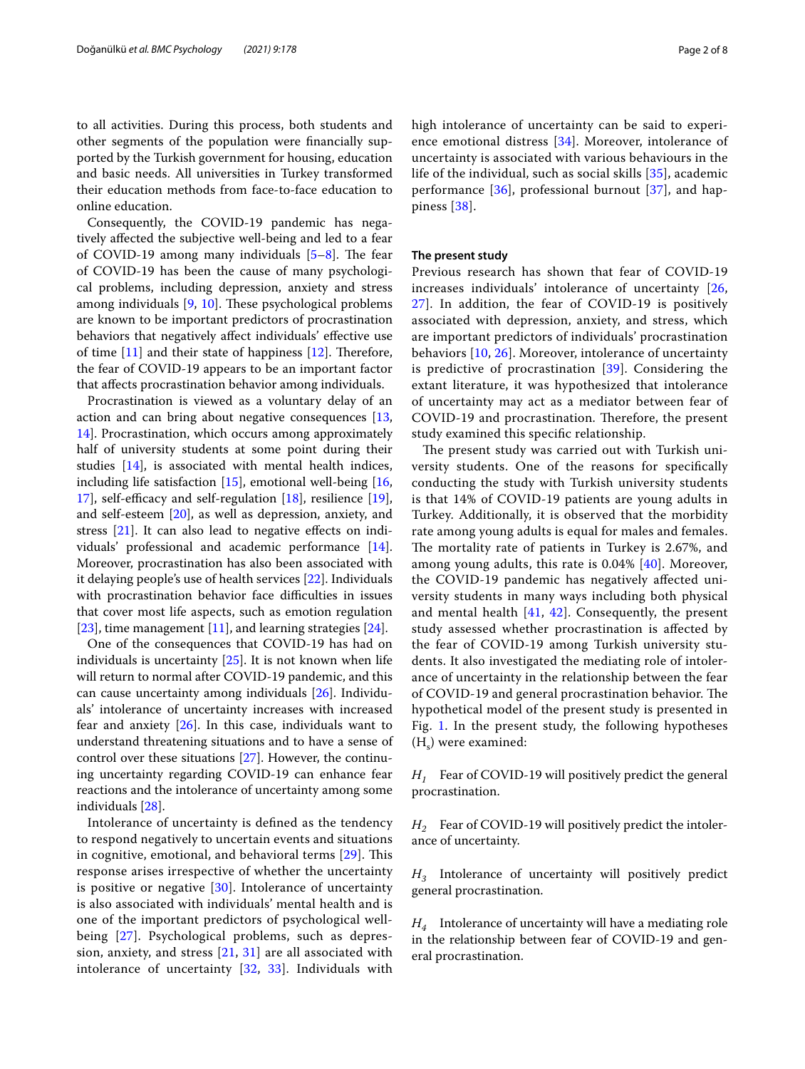to all activities. During this process, both students and other segments of the population were financially supported by the Turkish government for housing, education and basic needs. All universities in Turkey transformed their education methods from face-to-face education to online education.

Consequently, the COVID-19 pandemic has negatively affected the subjective well-being and led to a fear of COVID-19 among many individuals [5–8]. The fear of COVID-19 has been the cause of many psychological problems, including depression, anxiety and stress among individuals [9, 10]. These psychological problems are known to be important predictors of procrastination behaviors that negatively affect individuals' effective use of time [11] and their state of happiness [12]. Therefore, the fear of COVID-19 appears to be an important factor that affects procrastination behavior among individuals.

Procrastination is viewed as a voluntary delay of an action and can bring about negative consequences [13, 14]. Procrastination, which occurs among approximately half of university students at some point during their studies [14], is associated with mental health indices, including life satisfaction [15], emotional well-being [16, 17], self-efficacy and self-regulation [18], resilience [19], and self-esteem [20], as well as depression, anxiety, and stress [21]. It can also lead to negative effects on individuals' professional and academic performance [14]. Moreover, procrastination has also been associated with it delaying people's use of health services [22]. Individuals with procrastination behavior face difficulties in issues that cover most life aspects, such as emotion regulation [23], time management [11], and learning strategies [24].

One of the consequences that COVID-19 has had on individuals is uncertainty [25]. It is not known when life will return to normal after COVID-19 pandemic, and this can cause uncertainty among individuals [26]. Individuals' intolerance of uncertainty increases with increased fear and anxiety [26]. In this case, individuals want to understand threatening situations and to have a sense of control over these situations [27]. However, the continuing uncertainty regarding COVID-19 can enhance fear reactions and the intolerance of uncertainty among some individuals [28].

Intolerance of uncertainty is defined as the tendency to respond negatively to uncertain events and situations in cognitive, emotional, and behavioral terms [29]. This response arises irrespective of whether the uncertainty is positive or negative [30]. Intolerance of uncertainty is also associated with individuals' mental health and is one of the important predictors of psychological well-being [27]. Psychological problems, such as depression, anxiety, and stress [21, 31] are all associated with intolerance of uncertainty [32, 33]. Individuals with high intolerance of uncertainty can be said to experience emotional distress [34]. Moreover, intolerance of uncertainty is associated with various behaviours in the life of the individual, such as social skills [35], academic performance [36], professional burnout [37], and happiness [38].

### The present study

Previous research has shown that fear of COVID-19 increases individuals' intolerance of uncertainty [26, 27]. In addition, the fear of COVID-19 is positively associated with depression, anxiety, and stress, which are important predictors of individuals' procrastination behaviors [10, 26]. Moreover, intolerance of uncertainty is predictive of procrastination [39]. Considering the extant literature, it was hypothesized that intolerance of uncertainty may act as a mediator between fear of COVID-19 and procrastination. Therefore, the present study examined this specific relationship.

The present study was carried out with Turkish university students. One of the reasons for specifically conducting the study with Turkish university students is that 14% of COVID-19 patients are young adults in Turkey. Additionally, it is observed that the morbidity rate among young adults is equal for males and females. The mortality rate of patients in Turkey is 2.67%, and among young adults, this rate is 0.04% [40]. Moreover, the COVID-19 pandemic has negatively affected university students in many ways including both physical and mental health [41, 42]. Consequently, the present study assessed whether procrastination is affected by the fear of COVID-19 among Turkish university students. It also investigated the mediating role of intolerance of uncertainty in the relationship between the fear of COVID-19 and general procrastination behavior. The hypothetical model of the present study is presented in Fig. 1. In the present study, the following hypotheses ($H_s$) were examined:

$H_1$ Fear of COVID-19 will positively predict the general procrastination.

$H_2$ Fear of COVID-19 will positively predict the intolerance of uncertainty.

$H_3$ Intolerance of uncertainty will positively predict general procrastination.

$H_4$ Intolerance of uncertainty will have a mediating role in the relationship between fear of COVID-19 and general procrastination.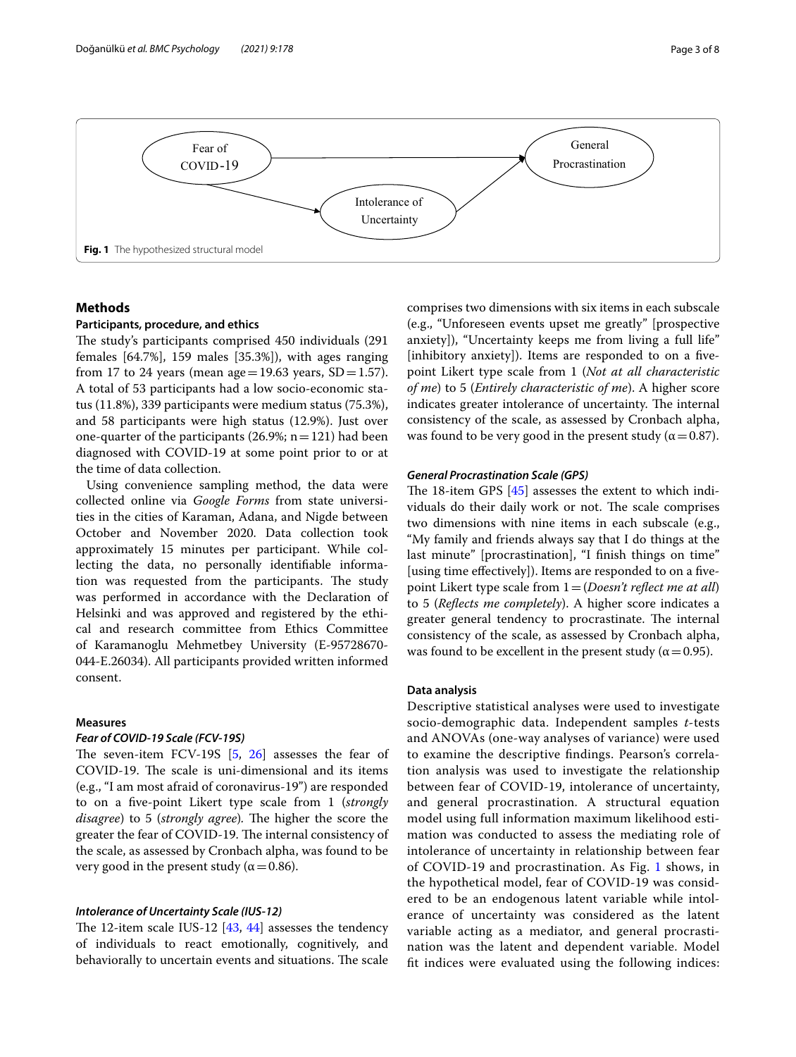Fig. 1 The hypothesized structural model

## Methods

### Participants, procedure, and ethics

The study's participants comprised 450 individuals (291 females [64.7%], 159 males [35.3%]), with ages ranging from 17 to 24 years (mean age = 19.63 years, SD = 1.57). A total of 53 participants had a low socio-economic status (11.8%), 339 participants were medium status (75.3%), and 58 participants were high status (12.9%). Just over one-quarter of the participants (26.9%; n = 121) had been diagnosed with COVID-19 at some point prior to or at the time of data collection.

Using convenience sampling method, the data were collected online via *Google Forms* from state universities in the cities of Karaman, Adana, and Nigde between October and November 2020. Data collection took approximately 15 minutes per participant. While collecting the data, no personally identifiable information was requested from the participants. The study was performed in accordance with the Declaration of Helsinki and was approved and registered by the ethical and research committee from Ethics Committee of Karamanoglu Mehmetbey University (E-95728670-044-E.26034). All participants provided written informed consent.

### Measures

#### Fear of COVID-19 Scale (FCV-19S)

The seven-item FCV-19S [5, 26] assesses the fear of COVID-19. The scale is uni-dimensional and its items (e.g., "I am most afraid of coronavirus-19") are responded to on a five-point Likert type scale from 1 (*strongly disagree*) to 5 (*strongly agree*). The higher the score the greater the fear of COVID-19. The internal consistency of the scale, as assessed by Cronbach alpha, was found to be very good in the present study ($\alpha = 0.86$).

#### Intolerance of Uncertainty Scale (IUS-12)

The 12-item scale IUS-12 [43, 44] assesses the tendency of individuals to react emotionally, cognitively, and behaviorally to uncertain events and situations. The scale comprises two dimensions with six items in each subscale (e.g., "Unforeseen events upset me greatly" [prospective anxiety]), "Uncertainty keeps me from living a full life" [inhibitory anxiety]). Items are responded to on a five-point Likert type scale from 1 (*Not at all characteristic of me*) to 5 (*Entirely characteristic of me*). A higher score indicates greater intolerance of uncertainty. The internal consistency of the scale, as assessed by Cronbach alpha, was found to be very good in the present study ($\alpha = 0.87$).

#### General Procrastination Scale (GPS)

The 18-item GPS [45] assesses the extent to which individuals do their daily work or not. The scale comprises two dimensions with nine items in each subscale (e.g., "My family and friends always say that I do things at the last minute" [procrastination], "I finish things on time" [using time effectively]). Items are responded to on a five-point Likert type scale from 1 = (*Doesn't reflect me at all*) to 5 (*Reflects me completely*). A higher score indicates a greater general tendency to procrastinate. The internal consistency of the scale, as assessed by Cronbach alpha, was found to be excellent in the present study ($\alpha = 0.95$).

### Data analysis

Descriptive statistical analyses were used to investigate socio-demographic data. Independent samples *t*-tests and ANOVAs (one-way analyses of variance) were used to examine the descriptive findings. Pearson's correlation analysis was used to investigate the relationship between fear of COVID-19, intolerance of uncertainty, and general procrastination. A structural equation model using full information maximum likelihood estimation was conducted to assess the mediating role of intolerance of uncertainty in relationship between fear of COVID-19 and procrastination. As Fig. 1 shows, in the hypothetical model, fear of COVID-19 was considered to be an endogenous latent variable while intolerance of uncertainty was considered as the latent variable acting as a mediator, and general procrastination was the latent and dependent variable. Model fit indices were evaluated using the following indices: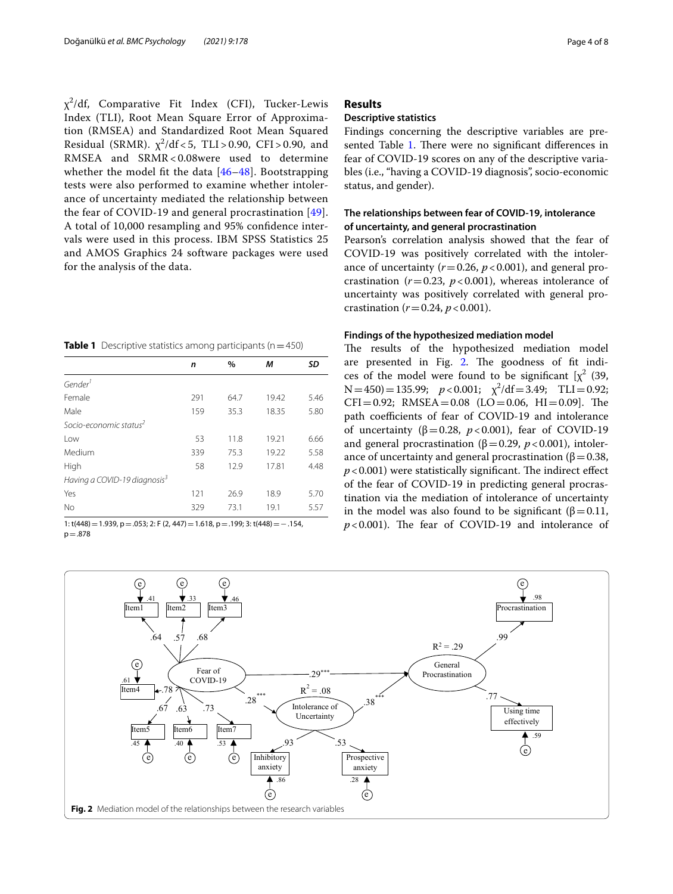$\chi^2$/df, Comparative Fit Index (CFI), Tucker-Lewis Index (TLI), Root Mean Square Error of Approximation (RMSEA) and Standardized Root Mean Squared Residual (SRMR). $\chi^2$/df < 5, TLI > 0.90, CFI > 0.90, and RMSEA and SRMR < 0.08were used to determine whether the model fit the data [46–48]. Bootstrapping tests were also performed to examine whether intolerance of uncertainty mediated the relationship between the fear of COVID-19 and general procrastination [49]. A total of 10,000 resampling and 95% confidence intervals were used in this process. IBM SPSS Statistics 25 and AMOS Graphics 24 software packages were used for the analysis of the data.

**Table 1** Descriptive statistics among participants (n = 450)

| | *n* | % | *M* | *SD* |
|---|---|---|---|---|
| *Gender[1]* | | | | |
| Female | 291 | 64.7 | 19.42 | 5.46 |
| Male | 159 | 35.3 | 18.35 | 5.80 |
| *Socio-economic status[2]* | | | | |
| Low | 53 | 11.8 | 19.21 | 6.66 |
| Medium | 339 | 75.3 | 19.22 | 5.58 |
| High | 58 | 12.9 | 17.81 | 4.48 |
| *Having a COVID-19 diagnosis[3]* | | | | |
| Yes | 121 | 26.9 | 18.9 | 5.70 |
| No | 329 | 73.1 | 19.1 | 5.57 |

1: $t(448) = 1.939$, $p = .053$; 2: $F\ (2, 447) = 1.618$, $p = .199$; 3: $t(448) = -.154$, $p = .878$

## Results

### Descriptive statistics

Findings concerning the descriptive variables are presented Table 1. There were no significant differences in fear of COVID-19 scores on any of the descriptive variables (i.e., "having a COVID-19 diagnosis", socio-economic status, and gender).

### The relationships between fear of COVID-19, intolerance of uncertainty, and general procrastination

Pearson's correlation analysis showed that the fear of COVID-19 was positively correlated with the intolerance of uncertainty ($r = 0.26$, $p < 0.001$), and general procrastination ($r = 0.23$, $p < 0.001$), whereas intolerance of uncertainty was positively correlated with general procrastination ($r = 0.24$, $p < 0.001$).

### Findings of the hypothesized mediation model

The results of the hypothesized mediation model are presented in Fig. 2. The goodness of fit indices of the model were found to be significant [$\chi^2$ (39, N = 450) = 135.99; $p < 0.001$; $\chi^2$/df = 3.49; TLI = 0.92; CFI = 0.92; RMSEA = 0.08 (LO = 0.06, HI = 0.09]. The path coefficients of fear of COVID-19 and intolerance of uncertainty ($\beta = 0.28$, $p < 0.001$), fear of COVID-19 and general procrastination ($\beta = 0.29$, $p < 0.001$), intolerance of uncertainty and general procrastination ($\beta = 0.38$, $p < 0.001$) were statistically significant. The indirect effect of the fear of COVID-19 in predicting general procrastination via the mediation of intolerance of uncertainty in the model was also found to be significant ($\beta = 0.11$, $p < 0.001$). The fear of COVID-19 and intolerance of

**Fig. 2** Mediation model of the relationships between the research variables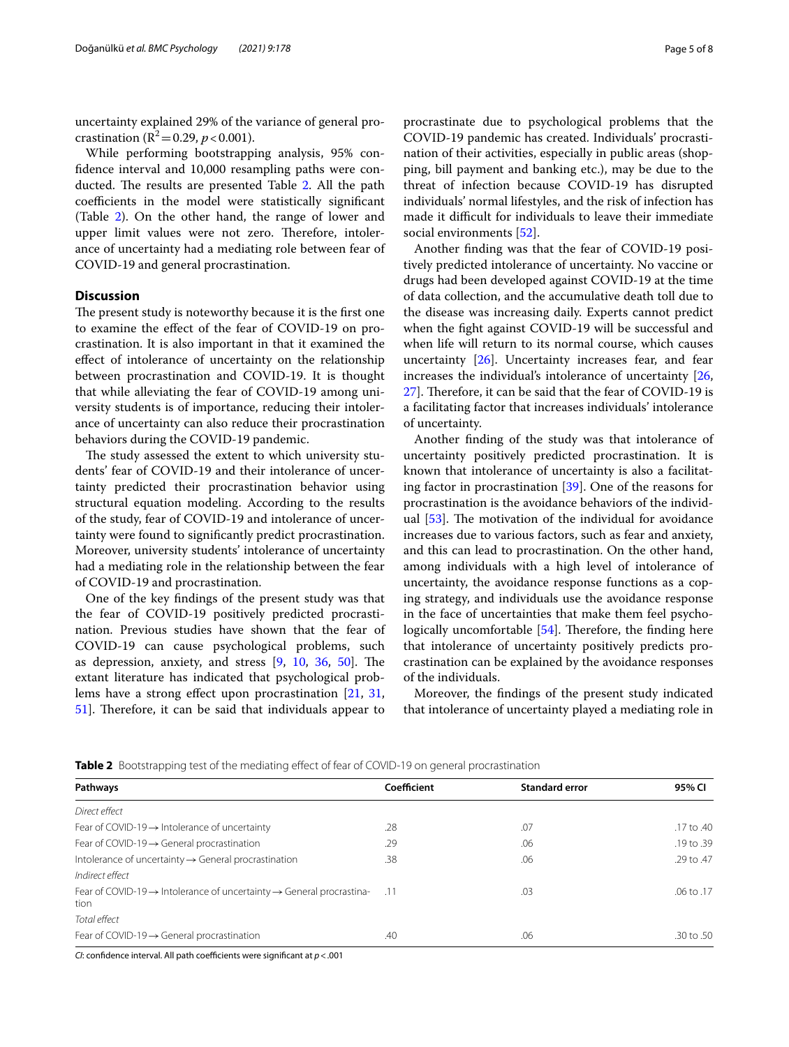uncertainty explained 29% of the variance of general procrastination ($R^2 = 0.29$, $p < 0.001$).

While performing bootstrapping analysis, 95% confidence interval and 10,000 resampling paths were conducted. The results are presented Table 2. All the path coefficients in the model were statistically significant (Table 2). On the other hand, the range of lower and upper limit values were not zero. Therefore, intolerance of uncertainty had a mediating role between fear of COVID-19 and general procrastination.

## Discussion

The present study is noteworthy because it is the first one to examine the effect of the fear of COVID-19 on procrastination. It is also important in that it examined the effect of intolerance of uncertainty on the relationship between procrastination and COVID-19. It is thought that while alleviating the fear of COVID-19 among university students is of importance, reducing their intolerance of uncertainty can also reduce their procrastination behaviors during the COVID-19 pandemic.

The study assessed the extent to which university students' fear of COVID-19 and their intolerance of uncertainty predicted their procrastination behavior using structural equation modeling. According to the results of the study, fear of COVID-19 and intolerance of uncertainty were found to significantly predict procrastination. Moreover, university students' intolerance of uncertainty had a mediating role in the relationship between the fear of COVID-19 and procrastination.

One of the key findings of the present study was that the fear of COVID-19 positively predicted procrastination. Previous studies have shown that the fear of COVID-19 can cause psychological problems, such as depression, anxiety, and stress [9, 10, 36, 50]. The extant literature has indicated that psychological problems have a strong effect upon procrastination [21, 31, 51]. Therefore, it can be said that individuals appear to procrastinate due to psychological problems that the COVID-19 pandemic has created. Individuals' procrastination of their activities, especially in public areas (shopping, bill payment and banking etc.), may be due to the threat of infection because COVID-19 has disrupted individuals' normal lifestyles, and the risk of infection has made it difficult for individuals to leave their immediate social environments [52].

Another finding was that the fear of COVID-19 positively predicted intolerance of uncertainty. No vaccine or drugs had been developed against COVID-19 at the time of data collection, and the accumulative death toll due to the disease was increasing daily. Experts cannot predict when the fight against COVID-19 will be successful and when life will return to its normal course, which causes uncertainty [26]. Uncertainty increases fear, and fear increases the individual's intolerance of uncertainty [26, 27]. Therefore, it can be said that the fear of COVID-19 is a facilitating factor that increases individuals' intolerance of uncertainty.

Another finding of the study was that intolerance of uncertainty positively predicted procrastination. It is known that intolerance of uncertainty is also a facilitating factor in procrastination [39]. One of the reasons for procrastination is the avoidance behaviors of the individual [53]. The motivation of the individual for avoidance increases due to various factors, such as fear and anxiety, and this can lead to procrastination. On the other hand, among individuals with a high level of intolerance of uncertainty, the avoidance response functions as a coping strategy, and individuals use the avoidance response in the face of uncertainties that make them feel psychologically uncomfortable [54]. Therefore, the finding here that intolerance of uncertainty positively predicts procrastination can be explained by the avoidance responses of the individuals.

Moreover, the findings of the present study indicated that intolerance of uncertainty played a mediating role in

**Table 2** Bootstrapping test of the mediating effect of fear of COVID-19 on general procrastination

| Pathways | Coefficient | Standard error | 95% CI |
|---|---|---|---|
| *Direct effect* | | | |
| Fear of COVID-19 → Intolerance of uncertainty | .28 | .07 | .17 to .40 |
| Fear of COVID-19 → General procrastination | .29 | .06 | .19 to .39 |
| Intolerance of uncertainty → General procrastination | .38 | .06 | .29 to .47 |
| *Indirect effect* | | | |
| Fear of COVID-19 → Intolerance of uncertainty → General procrastination | .11 | .03 | .06 to .17 |
| *Total effect* | | | |
| Fear of COVID-19 → General procrastination | .40 | .06 | .30 to .50 |

*CI*: confidence interval. All path coefficients were significant at $p < .001$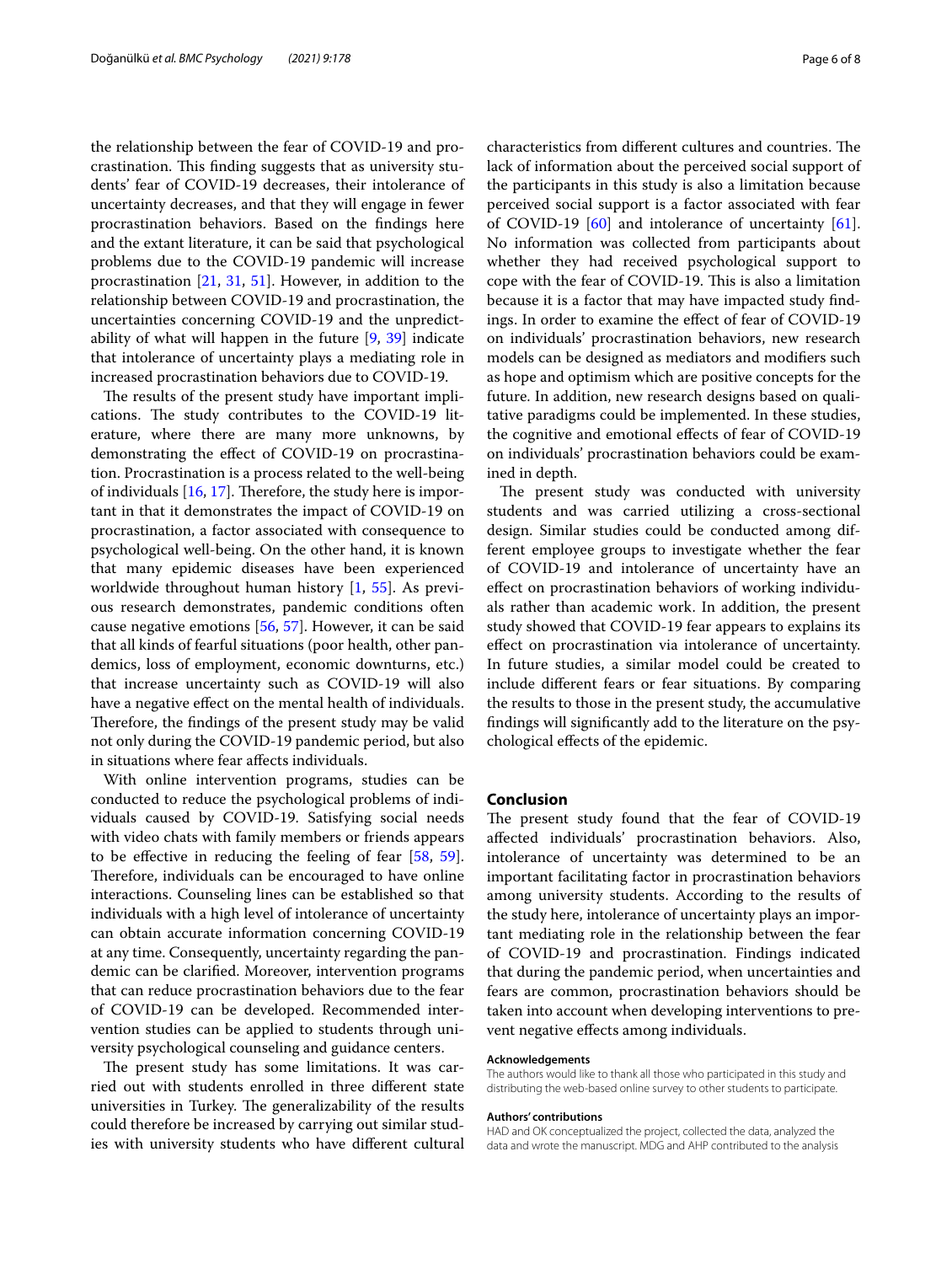the relationship between the fear of COVID-19 and procrastination. This finding suggests that as university students' fear of COVID-19 decreases, their intolerance of uncertainty decreases, and that they will engage in fewer procrastination behaviors. Based on the findings here and the extant literature, it can be said that psychological problems due to the COVID-19 pandemic will increase procrastination [21, 31, 51]. However, in addition to the relationship between COVID-19 and procrastination, the uncertainties concerning COVID-19 and the unpredictability of what will happen in the future [9, 39] indicate that intolerance of uncertainty plays a mediating role in increased procrastination behaviors due to COVID-19.

The results of the present study have important implications. The study contributes to the COVID-19 literature, where there are many more unknowns, by demonstrating the effect of COVID-19 on procrastination. Procrastination is a process related to the well-being of individuals [16, 17]. Therefore, the study here is important in that it demonstrates the impact of COVID-19 on procrastination, a factor associated with consequence to psychological well-being. On the other hand, it is known that many epidemic diseases have been experienced worldwide throughout human history [1, 55]. As previous research demonstrates, pandemic conditions often cause negative emotions [56, 57]. However, it can be said that all kinds of fearful situations (poor health, other pandemics, loss of employment, economic downturns, etc.) that increase uncertainty such as COVID-19 will also have a negative effect on the mental health of individuals. Therefore, the findings of the present study may be valid not only during the COVID-19 pandemic period, but also in situations where fear affects individuals.

With online intervention programs, studies can be conducted to reduce the psychological problems of individuals caused by COVID-19. Satisfying social needs with video chats with family members or friends appears to be effective in reducing the feeling of fear [58, 59]. Therefore, individuals can be encouraged to have online interactions. Counseling lines can be established so that individuals with a high level of intolerance of uncertainty can obtain accurate information concerning COVID-19 at any time. Consequently, uncertainty regarding the pandemic can be clarified. Moreover, intervention programs that can reduce procrastination behaviors due to the fear of COVID-19 can be developed. Recommended intervention studies can be applied to students through university psychological counseling and guidance centers.

The present study has some limitations. It was carried out with students enrolled in three different state universities in Turkey. The generalizability of the results could therefore be increased by carrying out similar studies with university students who have different cultural characteristics from different cultures and countries. The lack of information about the perceived social support of the participants in this study is also a limitation because perceived social support is a factor associated with fear of COVID-19 [60] and intolerance of uncertainty [61]. No information was collected from participants about whether they had received psychological support to cope with the fear of COVID-19. This is also a limitation because it is a factor that may have impacted study findings. In order to examine the effect of fear of COVID-19 on individuals' procrastination behaviors, new research models can be designed as mediators and modifiers such as hope and optimism which are positive concepts for the future. In addition, new research designs based on qualitative paradigms could be implemented. In these studies, the cognitive and emotional effects of fear of COVID-19 on individuals' procrastination behaviors could be examined in depth.

The present study was conducted with university students and was carried utilizing a cross-sectional design. Similar studies could be conducted among different employee groups to investigate whether the fear of COVID-19 and intolerance of uncertainty have an effect on procrastination behaviors of working individuals rather than academic work. In addition, the present study showed that COVID-19 fear appears to explains its effect on procrastination via intolerance of uncertainty. In future studies, a similar model could be created to include different fears or fear situations. By comparing the results to those in the present study, the accumulative findings will significantly add to the literature on the psychological effects of the epidemic.

## Conclusion

The present study found that the fear of COVID-19 affected individuals' procrastination behaviors. Also, intolerance of uncertainty was determined to be an important facilitating factor in procrastination behaviors among university students. According to the results of the study here, intolerance of uncertainty plays an important mediating role in the relationship between the fear of COVID-19 and procrastination. Findings indicated that during the pandemic period, when uncertainties and fears are common, procrastination behaviors should be taken into account when developing interventions to prevent negative effects among individuals.

#### Acknowledgements

The authors would like to thank all those who participated in this study and distributing the web-based online survey to other students to participate.

#### Authors' contributions

HAD and OK conceptualized the project, collected the data, analyzed the data and wrote the manuscript. MDG and AHP contributed to the analysis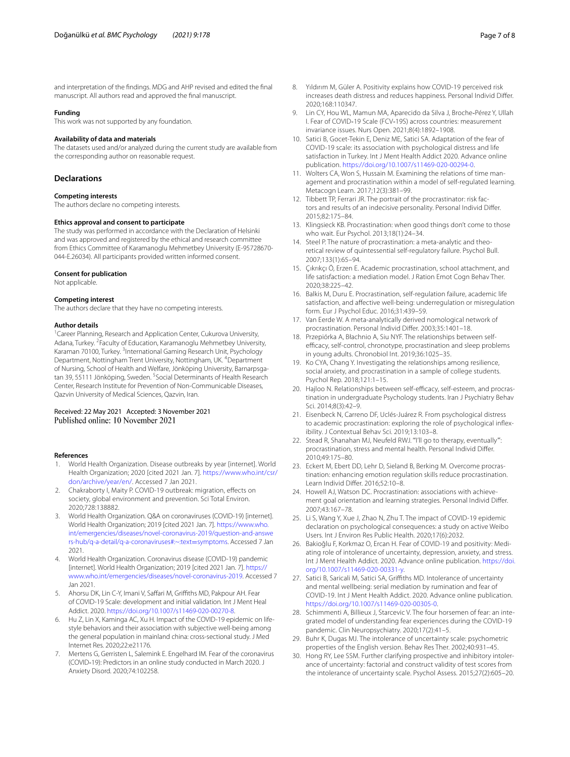and interpretation of the findings. MDG and AHP revised and edited the final manuscript. All authors read and approved the final manuscript.

### Funding
This work was not supported by any foundation.

### Availability of data and materials
The datasets used and/or analyzed during the current study are available from the corresponding author on reasonable request.

## Declarations

### Competing interests
The authors declare no competing interests.

### Ethics approval and consent to participate
The study was performed in accordance with the Declaration of Helsinki and was approved and registered by the ethical and research committee from Ethics Committee of Karamanoglu Mehmetbey University (E-95728670-044-E.26034). All participants provided written informed consent.

### Consent for publication
Not applicable.

### Competing interest
The authors declare that they have no competing interests.

### Author details
[1]Career Planning, Research and Application Center, Cukurova University, Adana, Turkey. [2]Faculty of Education, Karamanoglu Mehmetbey University, Karaman 70100, Turkey. [3]International Gaming Research Unit, Psychology Department, Nottingham Trent University, Nottingham, UK. [4]Department of Nursing, School of Health and Welfare, Jönköping University, Barnarpsgatan 39, 55111 Jönköping, Sweden. [5]Social Determinants of Health Research Center, Research Institute for Prevention of Non-Communicable Diseases, Qazvin University of Medical Sciences, Qazvin, Iran.

Received: 22 May 2021 Accepted: 3 November 2021
Published online: 10 November 2021

### References
1. World Health Organization. Disease outbreaks by year [internet]. World Health Organization; 2020 [cited 2021 Jan. 7]. https://www.who.int/csr/don/archive/year/en/. Accessed 7 Jan 2021.
2. Chakraborty I, Maity P. COVID-19 outbreak: migration, effects on society, global environment and prevention. Sci Total Environ. 2020;728:138882.
3. World Health Organization. Q&A on coronaviruses (COVID-19) [internet]. World Health Organization; 2019 [cited 2021 Jan. 7]. https://www.who.int/emergencies/diseases/novel-coronavirus-2019/question-and-answers-hub/q-a-detail/q-a-coronaviruses#:~:text=symptoms. Accessed 7 Jan 2021.
4. World Health Organization. Coronavirus disease (COVID-19) pandemic [internet]. World Health Organization; 2019 [cited 2021 Jan. 7]. https://www.who.int/emergencies/diseases/novel-coronavirus-2019. Accessed 7 Jan 2021.
5. Ahorsu DK, Lin C-Y, Imani V, Saffari M, Griffiths MD, Pakpour AH. Fear of COVID-19 Scale: development and initial validation. Int J Ment Heal Addict. 2020. https://doi.org/10.1007/s11469-020-00270-8.
6. Hu Z, Lin X, Kaminga AC, Xu H. Impact of the COVID-19 epidemic on lifestyle behaviors and their association with subjective well-being among the general population in mainland china: cross-sectional study. J Med Internet Res. 2020;22:e21176.
7. Mertens G, Gerritsen L, Salemink E. Engelhard IM. Fear of the coronavirus (COVID-19): Predictors in an online study conducted in March 2020. J Anxiety Disord. 2020;74:102258.
8. Yıldırım M, Güler A. Positivity explains how COVID-19 perceived risk increases death distress and reduces happiness. Personal Individ Differ. 2020;168:110347.
9. Lin CY, Hou WL, Mamun MA, Aparecido da Silva J, Broche-Pérez Y, Ullah I. Fear of COVID-19 Scale (FCV-19S) across countries: measurement invariance issues. Nurs Open. 2021;8(4):1892–1908.
10. Satici B, Gocet-Tekin E, Deniz ME, Satici SA. Adaptation of the fear of COVID-19 scale: its association with psychological distress and life satisfaction in Turkey. Int J Ment Health Addict 2020. Advance online publication. https://doi.org/10.1007/s11469-020-00294-0.
11. Wolters CA, Won S, Hussain M. Examining the relations of time management and procrastination within a model of self-regulated learning. Metacogn Learn. 2017;12(3):381–99.
12. Tibbett TP, Ferrari JR. The portrait of the procrastinator: risk factors and results of an indecisive personality. Personal Individ Differ. 2015;82:175–84.
13. Klingsieck KB. Procrastination: when good things don't come to those who wait. Eur Psychol. 2013;18(1):24–34.
14. Steel P. The nature of procrastination: a meta-analytic and theoretical review of quintessential self-regulatory failure. Psychol Bull. 2007;133(1):65–94.
15. Çıkrıkçı Ö, Erzen E. Academic procrastination, school attachment, and life satisfaction: a mediation model. J Ration Emot Cogn Behav Ther. 2020;38:225–42.
16. Balkis M, Duru E. Procrastination, self-regulation failure, academic life satisfaction, and affective well-being: underregulation or misregulation form. Eur J Psychol Educ. 2016;31:439–59.
17. Van Eerde W. A meta-analytically derived nomological network of procrastination. Personal Individ Differ. 2003;35:1401–18.
18. Przepiórka A, Błachnio A, Siu NYF. The relationships between self-efficacy, self-control, chronotype, procrastination and sleep problems in young adults. Chronobiol Int. 2019;36:1025–35.
19. Ko CYA, Chang Y. Investigating the relationships among resilience, social anxiety, and procrastination in a sample of college students. Psychol Rep. 2018;121:1–15.
20. Hajloo N. Relationships between self-efficacy, self-esteem, and procrastination in undergraduate Psychology students. Iran J Psychiatry Behav Sci. 2014;8(3):42–9.
21. Eisenbeck N, Carreno DF, Uclés-Juárez R. From psychological distress to academic procrastination: exploring the role of psychological inflexibility. J Contextual Behav Sci. 2019;13:103–8.
22. Stead R, Shanahan MJ, Neufeld RWJ. "I'll go to therapy, eventually": procrastination, stress and mental health. Personal Individ Differ. 2010;49:175–80.
23. Eckert M, Ebert DD, Lehr D, Sieland B, Berking M. Overcome procrastination: enhancing emotion regulation skills reduce procrastination. Learn Individ Differ. 2016;52:10–8.
24. Howell AJ, Watson DC. Procrastination: associations with achievement goal orientation and learning strategies. Personal Individ Differ. 2007;43:167–78.
25. Li S, Wang Y, Xue J, Zhao N, Zhu T. The impact of COVID-19 epidemic declaration on psychological consequences: a study on active Weibo Users. Int J Environ Res Public Health. 2020;17(6):2032.
26. Bakioğlu F, Korkmaz O, Ercan H. Fear of COVID-19 and positivity: Mediating role of intolerance of uncertainty, depression, anxiety, and stress. Int J Ment Health Addict. 2020. Advance online publication. https://doi.org/10.1007/s11469-020-00331-y.
27. Satici B, Saricali M, Satici SA, Griffiths MD. Intolerance of uncertainty and mental wellbeing: serial mediation by rumination and fear of COVID-19. Int J Ment Health Addict. 2020. Advance online publication. https://doi.org/10.1007/s11469-020-00305-0.
28. Schimmenti A, Billieux J, Starcevic V. The four horsemen of fear: an integrated model of understanding fear experiences during the COVID-19 pandemic. Clin Neuropsychiatry. 2020;17(2):41–5.
29. Buhr K, Dugas MJ. The intolerance of uncertainty scale: psychometric properties of the English version. Behav Res Ther. 2002;40:931–45.
30. Hong RY, Lee SSM. Further clarifying prospective and inhibitory intolerance of uncertainty: factorial and construct validity of test scores from the intolerance of uncertainty scale. Psychol Assess. 2015;27(2):605–20.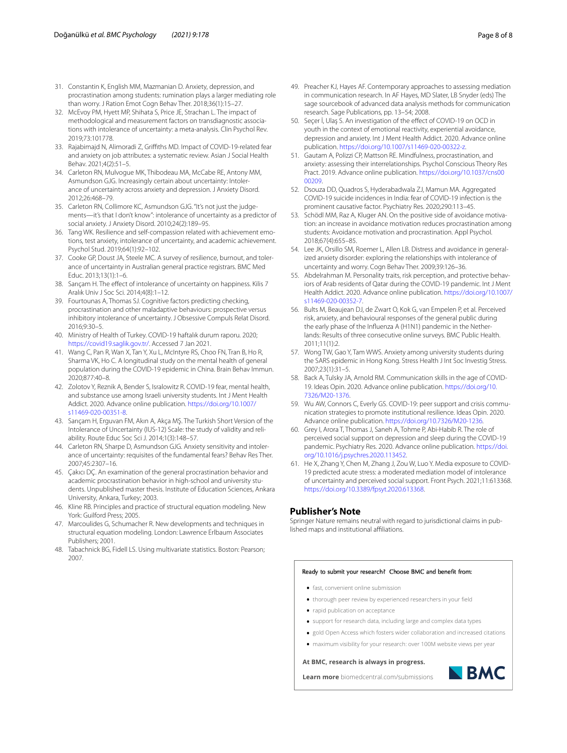31. Constantin K, English MM, Mazmanian D. Anxiety, depression, and procrastination among students: rumination plays a larger mediating role than worry. J Ration Emot Cogn Behav Ther. 2018;36(1):15–27.
32. McEvoy PM, Hyett MP, Shihata S, Price JE, Strachan L. The impact of methodological and measurement factors on transdiagnostic associations with intolerance of uncertainty: a meta-analysis. Clin Psychol Rev. 2019;73:101778.
33. Rajabimajd N, Alimoradi Z, Griffiths MD. Impact of COVID-19-related fear and anxiety on job attributes: a systematic review. Asian J Social Health Behav. 2021;4(2):51–5.
34. Carleton RN, Mulvogue MK, Thibodeau MA, McCabe RE, Antony MM, Asmundson GJG. Increasingly certain about uncertainty: Intolerance of uncertainty across anxiety and depression. J Anxiety Disord. 2012;26:468–79.
35. Carleton RN, Collimore KC, Asmundson GJG. "It's not just the judgements—it's that I don't know": intolerance of uncertainty as a predictor of social anxiety. J Anxiety Disord. 2010;24(2):189–95.
36. Tang WK. Resilience and self-compassion related with achievement emotions, test anxiety, intolerance of uncertainty, and academic achievement. Psychol Stud. 2019;64(1):92–102.
37. Cooke GP, Doust JA, Steele MC. A survey of resilience, burnout, and tolerance of uncertainty in Australian general practice registrars. BMC Med Educ. 2013;13(1):1–6.
38. Sarıçam H. The effect of intolerance of uncertainty on happiness. Kilis 7 Aralık Univ J Soc Sci. 2014;4(8):1–12.
39. Fourtounas A, Thomas SJ. Cognitive factors predicting checking, procrastination and other maladaptive behaviours: prospective versus inhibitory intolerance of uncertainty. J Obsessive Compuls Relat Disord. 2016;9:30–5.
40. Ministry of Health of Turkey. COVID-19 haftalık durum raporu. 2020; https://covid19.saglik.gov.tr/. Accessed 7 Jan 2021.
41. Wang C, Pan R, Wan X, Tan Y, Xu L, McIntyre RS, Choo FN, Tran B, Ho R, Sharma VK, Ho C. A longitudinal study on the mental health of general population during the COVID-19 epidemic in China. Brain Behav Immun. 2020;877:40–8.
42. Zolotov Y, Reznik A, Bender S, Isralowitz R. COVID-19 fear, mental health, and substance use among Israeli university students. Int J Ment Health Addict. 2020. Advance online publication. https://doi.org/10.1007/s11469-020-00351-8.
43. Sarıçam H, Erguvan FM, Akın A, Akça MŞ. The Turkish Short Version of the Intolerance of Uncertainty (IUS-12) Scale: the study of validity and reliability. Route Educ Soc Sci J. 2014;1(3):148–57.
44. Carleton RN, Sharpe D, Asmundson GJG. Anxiety sensitivity and intolerance of uncertainty: requisites of the fundamental fears? Behav Res Ther. 2007;45:2307–16.
45. Çakıcı DÇ. An examination of the general procrastination behavior and academic procrastination behavior in high-school and university students. Unpublished master thesis. Institute of Education Sciences, Ankara University, Ankara, Turkey; 2003.
46. Kline RB. Principles and practice of structural equation modeling. New York: Guilford Press; 2005.
47. Marcoulides G, Schumacher R. New developments and techniques in structural equation modeling. London: Lawrence Erlbaum Associates Publishers; 2001.
48. Tabachnick BG, Fidell LS. Using multivariate statistics. Boston: Pearson; 2007.
49. Preacher KJ, Hayes AF. Contemporary approaches to assessing mediation in communication research. In AF Hayes, MD Slater, LB Snyder (eds) The sage sourcebook of advanced data analysis methods for communication research. Sage Publications, pp. 13–54; 2008.
50. Seçer İ, Ulaş S. An investigation of the effect of COVID-19 on OCD in youth in the context of emotional reactivity, experiential avoidance, depression and anxiety. Int J Ment Health Addict. 2020. Advance online publication. https://doi.org/10.1007/s11469-020-00322-z.
51. Gautam A, Polizzi CP, Mattson RE. Mindfulness, procrastination, and anxiety: assessing their interrelationships. Psychol Conscious Theory Res Pract. 2019. Advance online publication. https://doi.org/10.1037/cns0000209.
52. Dsouza DD, Quadros S, Hyderabadwala ZJ, Mamun MA. Aggregated COVID-19 suicide incidences in India: fear of COVID-19 infection is the prominent causative factor. Psychiatry Res. 2020;290:113–45.
53. Schödl MM, Raz A, Kluger AN. On the positive side of avoidance motivation: an increase in avoidance motivation reduces procrastination among students: Avoidance motivation and procrastination. Appl Psychol. 2018;67(4):655–85.
54. Lee JK, Orsillo SM, Roemer L, Allen LB. Distress and avoidance in generalized anxiety disorder: exploring the relationships with intolerance of uncertainty and worry. Cogn Behav Ther. 2009;39:126–36.
55. Abdelrahman M. Personality traits, risk perception, and protective behaviors of Arab residents of Qatar during the COVID-19 pandemic. Int J Ment Health Addict. 2020. Advance online publication. https://doi.org/10.1007/s11469-020-00352-7.
56. Bults M, Beaujean DJ, de Zwart O, Kok G, van Empelen P, et al. Perceived risk, anxiety, and behavioural responses of the general public during the early phase of the Influenza A (H1N1) pandemic in the Netherlands: Results of three consecutive online surveys. BMC Public Health. 2011;11(1):2.
57. Wong TW, Gao Y, Tam WWS. Anxiety among university students during the SARS epidemic in Hong Kong. Stress Health J Int Soc Investig Stress. 2007;23(1):31–5.
58. Back A, Tulsky JA, Arnold RM. Communication skills in the age of COVID-19. Ideas Opin. 2020. Advance online publication. https://doi.org/10.7326/M20-1376.
59. Wu AW, Connors C, Everly GS. COVID-19: peer support and crisis communication strategies to promote institutional resilience. Ideas Opin. 2020. Advance online publication. https://doi.org/10.7326/M20-1236.
60. Grey I, Arora T, Thomas J, Saneh A, Tohme P, Abi-Habib R. The role of perceived social support on depression and sleep during the COVID-19 pandemic. Psychiatry Res. 2020. Advance online publication. https://doi.org/10.1016/j.psychres.2020.113452.
61. He X, Zhang Y, Chen M, Zhang J, Zou W, Luo Y. Media exposure to COVID-19 predicted acute stress: a moderated mediation model of intolerance of uncertainty and perceived social support. Front Psych. 2021;11:613368. https://doi.org/10.3389/fpsyt.2020.613368.

## Publisher's Note

Springer Nature remains neutral with regard to jurisdictional claims in published maps and institutional affiliations.

Ready to submit your research? Choose BMC and benefit from:

- fast, convenient online submission
- thorough peer review by experienced researchers in your field
- rapid publication on acceptance
- support for research data, including large and complex data types
- gold Open Access which fosters wider collaboration and increased citations
- maximum visibility for your research: over 100M website views per year

**At BMC, research is always in progress.**

**Learn more** biomedcentral.com/submissions